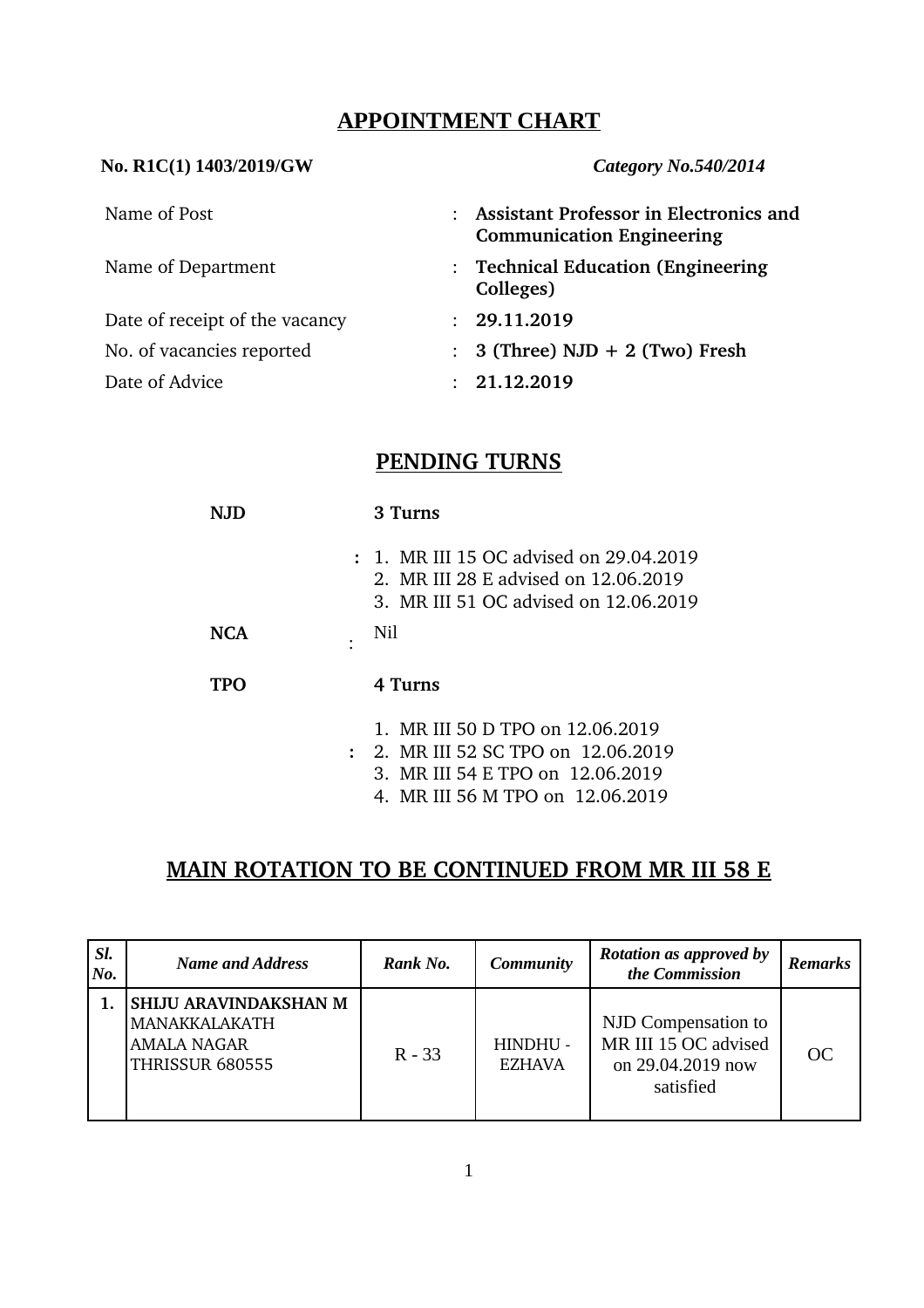## APPOINTMENT CHART

**No. R1C(1) 1403/2019/GW** *Category No.540/2014*

| | | |
|---|---|---|
| Name of Post | : | **Assistant Professor in Electronics and Communication Engineering** |
| Name of Department | : | **Technical Education (Engineering Colleges)** |
| Date of receipt of the vacancy | : | **29.11.2019** |
| No. of vacancies reported | : | **3 (Three) NJD + 2 (Two) Fresh** |
| Date of Advice | : | **21.12.2019** |

## PENDING TURNS

**NJD** **3 Turns**

**:**
1. MR III 15 OC advised on 29.04.2019
2. MR III 28 E advised on 12.06.2019
3. MR III 51 OC advised on 12.06.2019

**NCA** : Nil

**TPO** **4 Turns**

**:**
1. MR III 50 D TPO on 12.06.2019
2. MR III 52 SC TPO on 12.06.2019
3. MR III 54 E TPO on 12.06.2019
4. MR III 56 M TPO on 12.06.2019

## MAIN ROTATION TO BE CONTINUED FROM MR III 58 E

| *Sl. No.* | *Name and Address* | *Rank No.* | *Community* | *Rotation as approved by the Commission* | *Remarks* |
|---|---|---|---|---|---|
| **1.** | **SHIJU ARAVINDAKSHAN M** MANAKKALAKATH AMALA NAGAR THRISSUR 680555 | R - 33 | HINDHU - EZHAVA | NJD Compensation to MR III 15 OC advised on 29.04.2019 now satisfied | OC |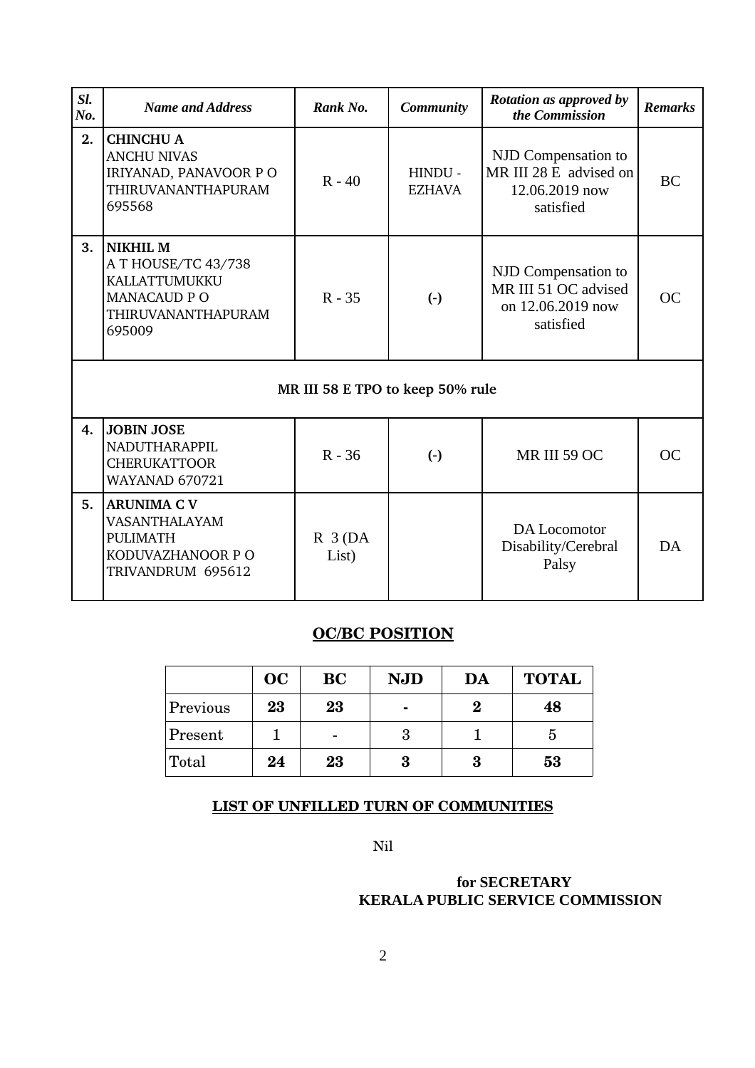| *Sl. No.* | *Name and Address* | *Rank No.* | *Community* | *Rotation as approved by the Commission* | *Remarks* |
|---|---|---|---|---|---|
| **2.** | **CHINCHU A** ANCHU NIVAS IRIYANAD, PANAVOOR P O THIRUVANANTHAPURAM 695568 | R - 40 | HINDU - EZHAVA | NJD Compensation to MR III 28 E advised on 12.06.2019 now satisfied | BC |
| **3.** | **NIKHIL M** A T HOUSE/TC 43/738 KALLATTUMUKKU MANACAUD P O THIRUVANANTHAPURAM 695009 | R - 35 | (-) | NJD Compensation to MR III 51 OC advised on 12.06.2019 now satisfied | OC |
| | | | MR III 58 E TPO to keep 50% rule | | |
| **4.** | **JOBIN JOSE** NADUTHARAPPIL CHERUKATTOOR WAYANAD 670721 | R - 36 | (-) | MR III 59 OC | OC |
| **5.** | **ARUNIMA C V** VASANTHALAYAM PULIMATH KODUVAZHANOOR P O TRIVANDRUM 695612 | R 3 (DA List) | | DA Locomotor Disability/Cerebral Palsy | DA |

## OC/BC POSITION

| | OC | BC | NJD | DA | TOTAL |
|---|---|---|---|---|---|
| Previous | **23** | **23** | **-** | **2** | **48** |
| Present | 1 | - | 3 | 1 | 5 |
| Total | **24** | **23** | **3** | **3** | **53** |

## LIST OF UNFILLED TURN OF COMMUNITIES

Nil

**for SECRETARY**
**KERALA PUBLIC SERVICE COMMISSION**